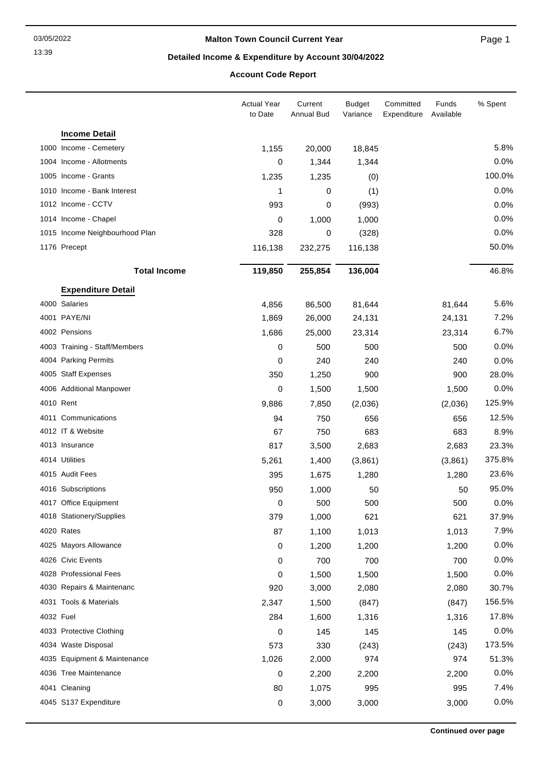# Malton Town Council Current Year

## Detailed Income & Expenditure by Account 30/04/2022

### Account Code Report

| | Actual Year to Date | Current Annual Bud | Budget Variance | Committed Expenditure | Funds Available | % Spent |
|---|---|---|---|---|---|---|
| **Income Detail** | | | | | | |
| 1000 Income - Cemetery | 1,155 | 20,000 | 18,845 | | | 5.8% |
| 1004 Income - Allotments | 0 | 1,344 | 1,344 | | | 0.0% |
| 1005 Income - Grants | 1,235 | 1,235 | (0) | | | 100.0% |
| 1010 Income - Bank Interest | 1 | 0 | (1) | | | 0.0% |
| 1012 Income - CCTV | 993 | 0 | (993) | | | 0.0% |
| 1014 Income - Chapel | 0 | 1,000 | 1,000 | | | 0.0% |
| 1015 Income Neighbourhood Plan | 328 | 0 | (328) | | | 0.0% |
| 1176 Precept | 116,138 | 232,275 | 116,138 | | | 50.0% |
| **Total Income** | **119,850** | **255,854** | **136,004** | | | 46.8% |
| **Expenditure Detail** | | | | | | |
| 4000 Salaries | 4,856 | 86,500 | 81,644 | | 81,644 | 5.6% |
| 4001 PAYE/NI | 1,869 | 26,000 | 24,131 | | 24,131 | 7.2% |
| 4002 Pensions | 1,686 | 25,000 | 23,314 | | 23,314 | 6.7% |
| 4003 Training - Staff/Members | 0 | 500 | 500 | | 500 | 0.0% |
| 4004 Parking Permits | 0 | 240 | 240 | | 240 | 0.0% |
| 4005 Staff Expenses | 350 | 1,250 | 900 | | 900 | 28.0% |
| 4006 Additional Manpower | 0 | 1,500 | 1,500 | | 1,500 | 0.0% |
| 4010 Rent | 9,886 | 7,850 | (2,036) | | (2,036) | 125.9% |
| 4011 Communications | 94 | 750 | 656 | | 656 | 12.5% |
| 4012 IT & Website | 67 | 750 | 683 | | 683 | 8.9% |
| 4013 Insurance | 817 | 3,500 | 2,683 | | 2,683 | 23.3% |
| 4014 Utilities | 5,261 | 1,400 | (3,861) | | (3,861) | 375.8% |
| 4015 Audit Fees | 395 | 1,675 | 1,280 | | 1,280 | 23.6% |
| 4016 Subscriptions | 950 | 1,000 | 50 | | 50 | 95.0% |
| 4017 Office Equipment | 0 | 500 | 500 | | 500 | 0.0% |
| 4018 Stationery/Supplies | 379 | 1,000 | 621 | | 621 | 37.9% |
| 4020 Rates | 87 | 1,100 | 1,013 | | 1,013 | 7.9% |
| 4025 Mayors Allowance | 0 | 1,200 | 1,200 | | 1,200 | 0.0% |
| 4026 Civic Events | 0 | 700 | 700 | | 700 | 0.0% |
| 4028 Professional Fees | 0 | 1,500 | 1,500 | | 1,500 | 0.0% |
| 4030 Repairs & Maintenanc | 920 | 3,000 | 2,080 | | 2,080 | 30.7% |
| 4031 Tools & Materials | 2,347 | 1,500 | (847) | | (847) | 156.5% |
| 4032 Fuel | 284 | 1,600 | 1,316 | | 1,316 | 17.8% |
| 4033 Protective Clothing | 0 | 145 | 145 | | 145 | 0.0% |
| 4034 Waste Disposal | 573 | 330 | (243) | | (243) | 173.5% |
| 4035 Equipment & Maintenance | 1,026 | 2,000 | 974 | | 974 | 51.3% |
| 4036 Tree Maintenance | 0 | 2,200 | 2,200 | | 2,200 | 0.0% |
| 4041 Cleaning | 80 | 1,075 | 995 | | 995 | 7.4% |
| 4045 S137 Expenditure | 0 | 3,000 | 3,000 | | 3,000 | 0.0% |

**Continued over page**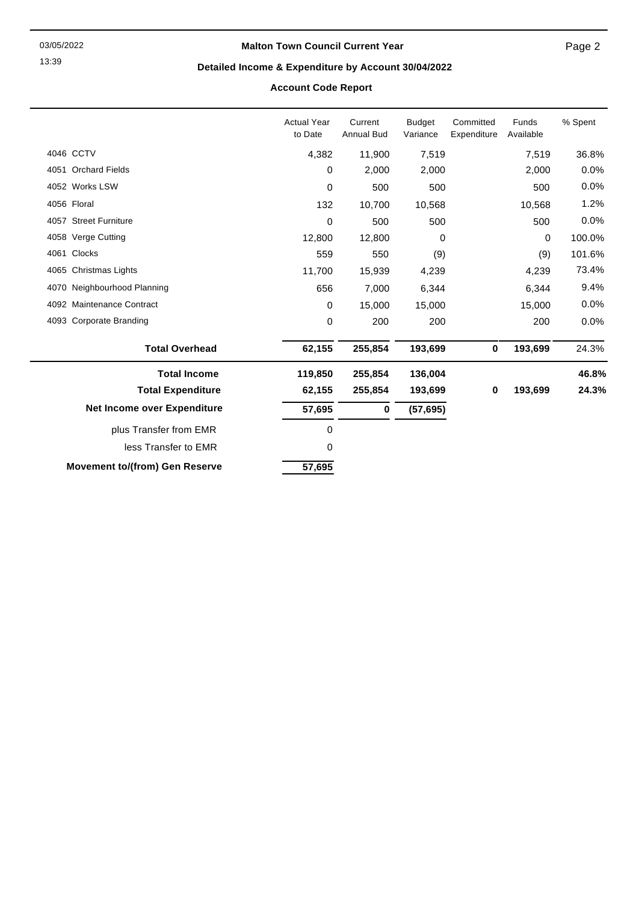# Malton Town Council Current Year

## Detailed Income & Expenditure by Account 30/04/2022

### Account Code Report

| | Actual Year to Date | Current Annual Bud | Budget Variance | Committed Expenditure | Funds Available | % Spent |
|---|---|---|---|---|---|---|
| 4046 CCTV | 4,382 | 11,900 | 7,519 | | 7,519 | 36.8% |
| 4051 Orchard Fields | 0 | 2,000 | 2,000 | | 2,000 | 0.0% |
| 4052 Works LSW | 0 | 500 | 500 | | 500 | 0.0% |
| 4056 Floral | 132 | 10,700 | 10,568 | | 10,568 | 1.2% |
| 4057 Street Furniture | 0 | 500 | 500 | | 500 | 0.0% |
| 4058 Verge Cutting | 12,800 | 12,800 | 0 | | 0 | 100.0% |
| 4061 Clocks | 559 | 550 | (9) | | (9) | 101.6% |
| 4065 Christmas Lights | 11,700 | 15,939 | 4,239 | | 4,239 | 73.4% |
| 4070 Neighbourhood Planning | 656 | 7,000 | 6,344 | | 6,344 | 9.4% |
| 4092 Maintenance Contract | 0 | 15,000 | 15,000 | | 15,000 | 0.0% |
| 4093 Corporate Branding | 0 | 200 | 200 | | 200 | 0.0% |
| **Total Overhead** | **62,155** | **255,854** | **193,699** | **0** | **193,699** | 24.3% |
| **Total Income** | **119,850** | **255,854** | **136,004** | | | **46.8%** |
| **Total Expenditure** | **62,155** | **255,854** | **193,699** | **0** | **193,699** | **24.3%** |
| **Net Income over Expenditure** | **57,695** | **0** | **(57,695)** | | | |
| plus Transfer from EMR | 0 | | | | | |
| less Transfer to EMR | 0 | | | | | |
| **Movement to/(from) Gen Reserve** | **57,695** | | | | | |